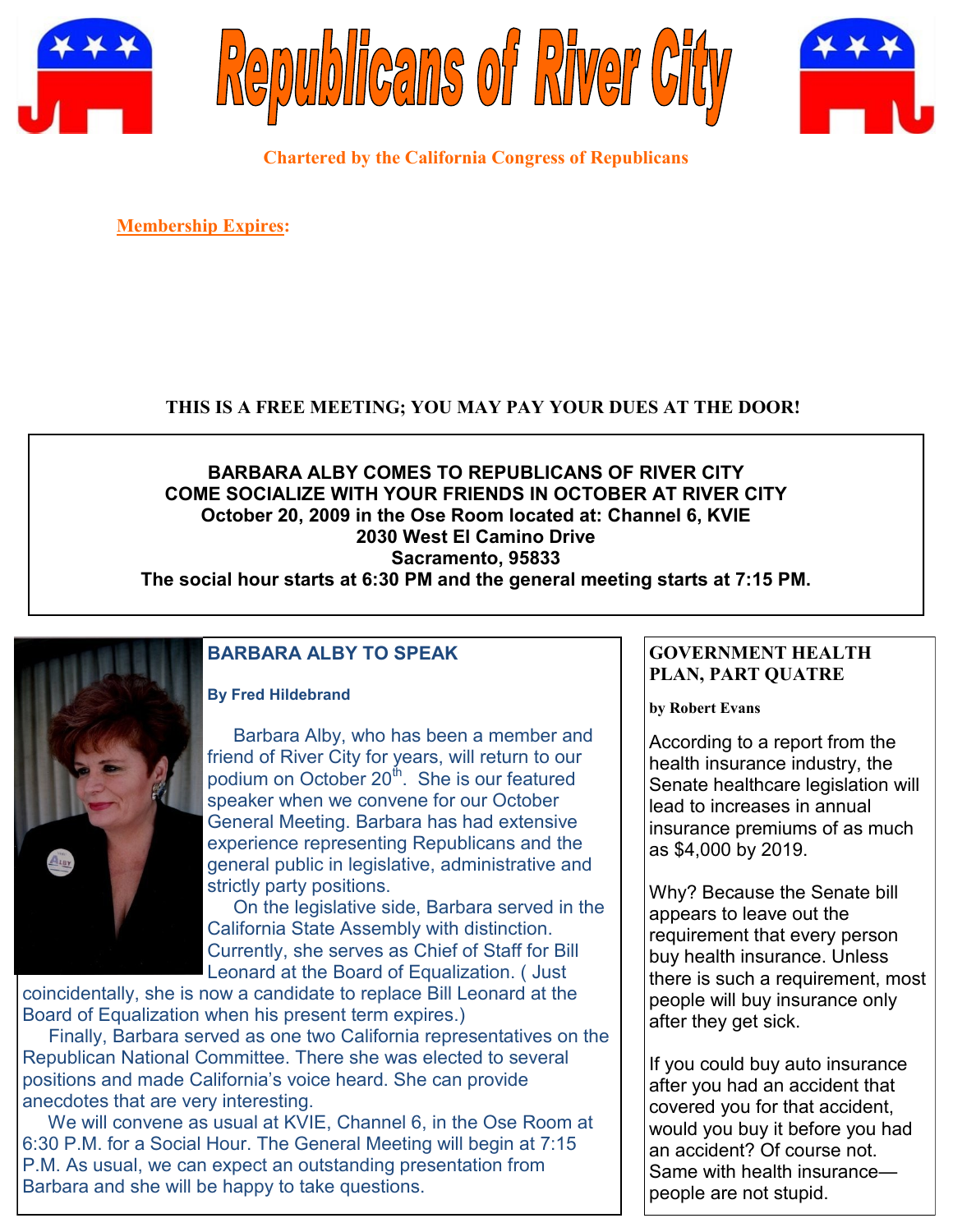# Republicans of River City

**Chartered by the California Congress of Republicans**

**Membership Expires:**

**THIS IS A FREE MEETING; YOU MAY PAY YOUR DUES AT THE DOOR!**

**BARBARA ALBY COMES TO REPUBLICANS OF RIVER CITY**
**COME SOCIALIZE WITH YOUR FRIENDS IN OCTOBER AT RIVER CITY**
**October 20, 2009 in the Ose Room located at: Channel 6, KVIE**
**2030 West El Camino Drive**
**Sacramento, 95833**
**The social hour starts at 6:30 PM and the general meeting starts at 7:15 PM.**

## BARBARA ALBY TO SPEAK

**By Fred Hildebrand**

Barbara Alby, who has been a member and friend of River City for years, will return to our podium on October 20th. She is our featured speaker when we convene for our October General Meeting. Barbara has had extensive experience representing Republicans and the general public in legislative, administrative and strictly party positions.

On the legislative side, Barbara served in the California State Assembly with distinction. Currently, she serves as Chief of Staff for Bill Leonard at the Board of Equalization. ( Just coincidentally, she is now a candidate to replace Bill Leonard at the Board of Equalization when his present term expires.)

Finally, Barbara served as one two California representatives on the Republican National Committee. There she was elected to several positions and made California's voice heard. She can provide anecdotes that are very interesting.

We will convene as usual at KVIE, Channel 6, in the Ose Room at 6:30 P.M. for a Social Hour. The General Meeting will begin at 7:15 P.M. As usual, we can expect an outstanding presentation from Barbara and she will be happy to take questions.

## GOVERNMENT HEALTH PLAN, PART QUATRE

**by Robert Evans**

According to a report from the health insurance industry, the Senate healthcare legislation will lead to increases in annual insurance premiums of as much as $4,000 by 2019.

Why? Because the Senate bill appears to leave out the requirement that every person buy health insurance. Unless there is such a requirement, most people will buy insurance only after they get sick.

If you could buy auto insurance after you had an accident that covered you for that accident, would you buy it before you had an accident? Of course not. Same with health insurance—people are not stupid.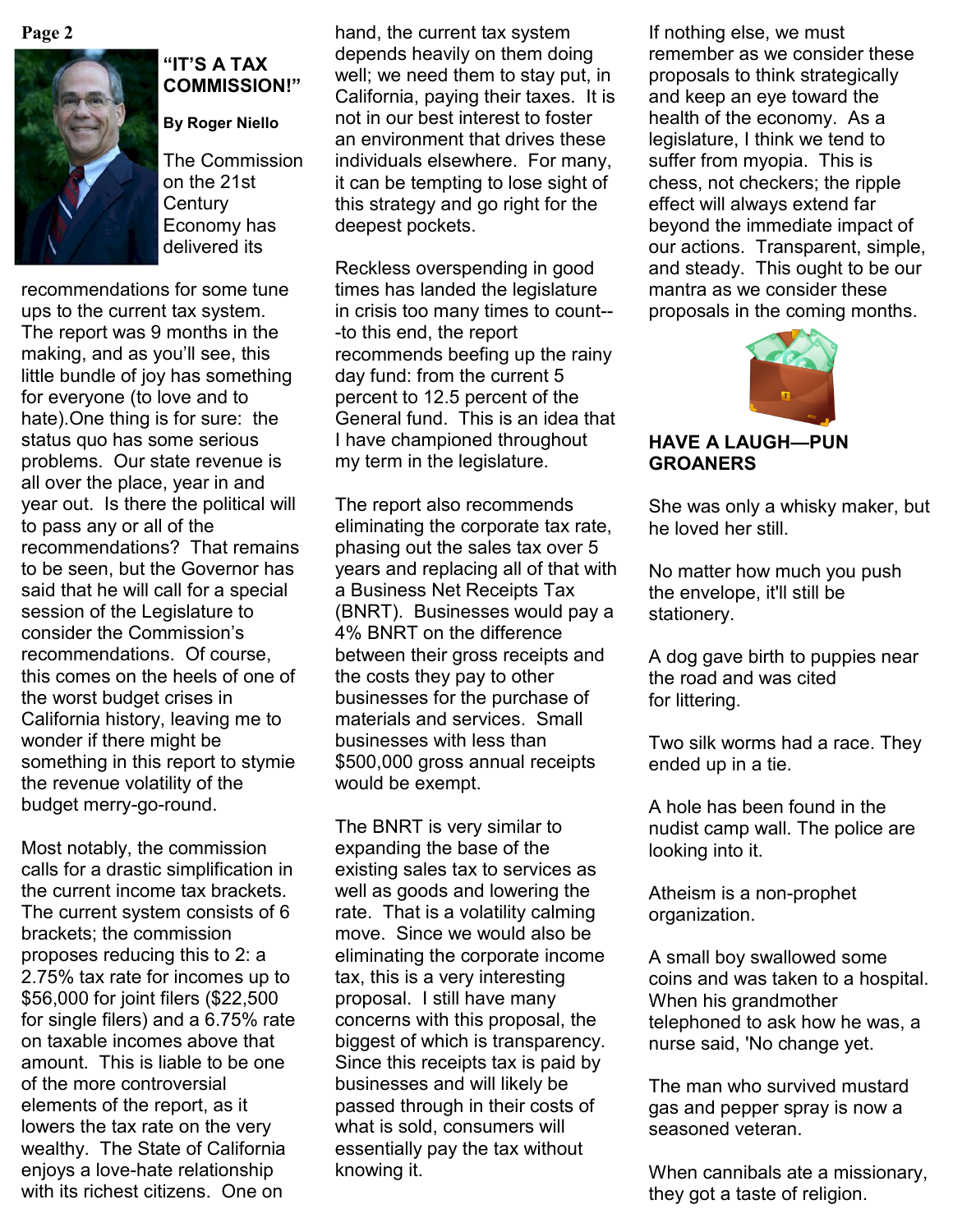## "IT'S A TAX COMMISSION!"

**By Roger Niello**

The Commission on the 21st Century Economy has delivered its recommendations for some tune ups to the current tax system. The report was 9 months in the making, and as you'll see, this little bundle of joy has something for everyone (to love and to hate).One thing is for sure: the status quo has some serious problems. Our state revenue is all over the place, year in and year out. Is there the political will to pass any or all of the recommendations? That remains to be seen, but the Governor has said that he will call for a special session of the Legislature to consider the Commission's recommendations. Of course, this comes on the heels of one of the worst budget crises in California history, leaving me to wonder if there might be something in this report to stymie the revenue volatility of the budget merry-go-round.

Most notably, the commission calls for a drastic simplification in the current income tax brackets. The current system consists of 6 brackets; the commission proposes reducing this to 2: a 2.75% tax rate for incomes up to $56,000 for joint filers ($22,500 for single filers) and a 6.75% rate on taxable incomes above that amount. This is liable to be one of the more controversial elements of the report, as it lowers the tax rate on the very wealthy. The State of California enjoys a love-hate relationship with its richest citizens. One on hand, the current tax system depends heavily on them doing well; we need them to stay put, in California, paying their taxes. It is not in our best interest to foster an environment that drives these individuals elsewhere. For many, it can be tempting to lose sight of this strategy and go right for the deepest pockets.

Reckless overspending in good times has landed the legislature in crisis too many times to count---to this end, the report recommends beefing up the rainy day fund: from the current 5 percent to 12.5 percent of the General fund. This is an idea that I have championed throughout my term in the legislature.

The report also recommends eliminating the corporate tax rate, phasing out the sales tax over 5 years and replacing all of that with a Business Net Receipts Tax (BNRT). Businesses would pay a 4% BNRT on the difference between their gross receipts and the costs they pay to other businesses for the purchase of materials and services. Small businesses with less than $500,000 gross annual receipts would be exempt.

The BNRT is very similar to expanding the base of the existing sales tax to services as well as goods and lowering the rate. That is a volatility calming move. Since we would also be eliminating the corporate income tax, this is a very interesting proposal. I still have many concerns with this proposal, the biggest of which is transparency. Since this receipts tax is paid by businesses and will likely be passed through in their costs of what is sold, consumers will essentially pay the tax without knowing it.

If nothing else, we must remember as we consider these proposals to think strategically and keep an eye toward the health of the economy. As a legislature, I think we tend to suffer from myopia. This is chess, not checkers; the ripple effect will always extend far beyond the immediate impact of our actions. Transparent, simple, and steady. This ought to be our mantra as we consider these proposals in the coming months.

## HAVE A LAUGH—PUN GROANERS

She was only a whisky maker, but he loved her still.

No matter how much you push the envelope, it'll still be stationery.

A dog gave birth to puppies near the road and was cited for littering.

Two silk worms had a race. They ended up in a tie.

A hole has been found in the nudist camp wall. The police are looking into it.

Atheism is a non-prophet organization.

A small boy swallowed some coins and was taken to a hospital. When his grandmother telephoned to ask how he was, a nurse said, 'No change yet.

The man who survived mustard gas and pepper spray is now a seasoned veteran.

When cannibals ate a missionary, they got a taste of religion.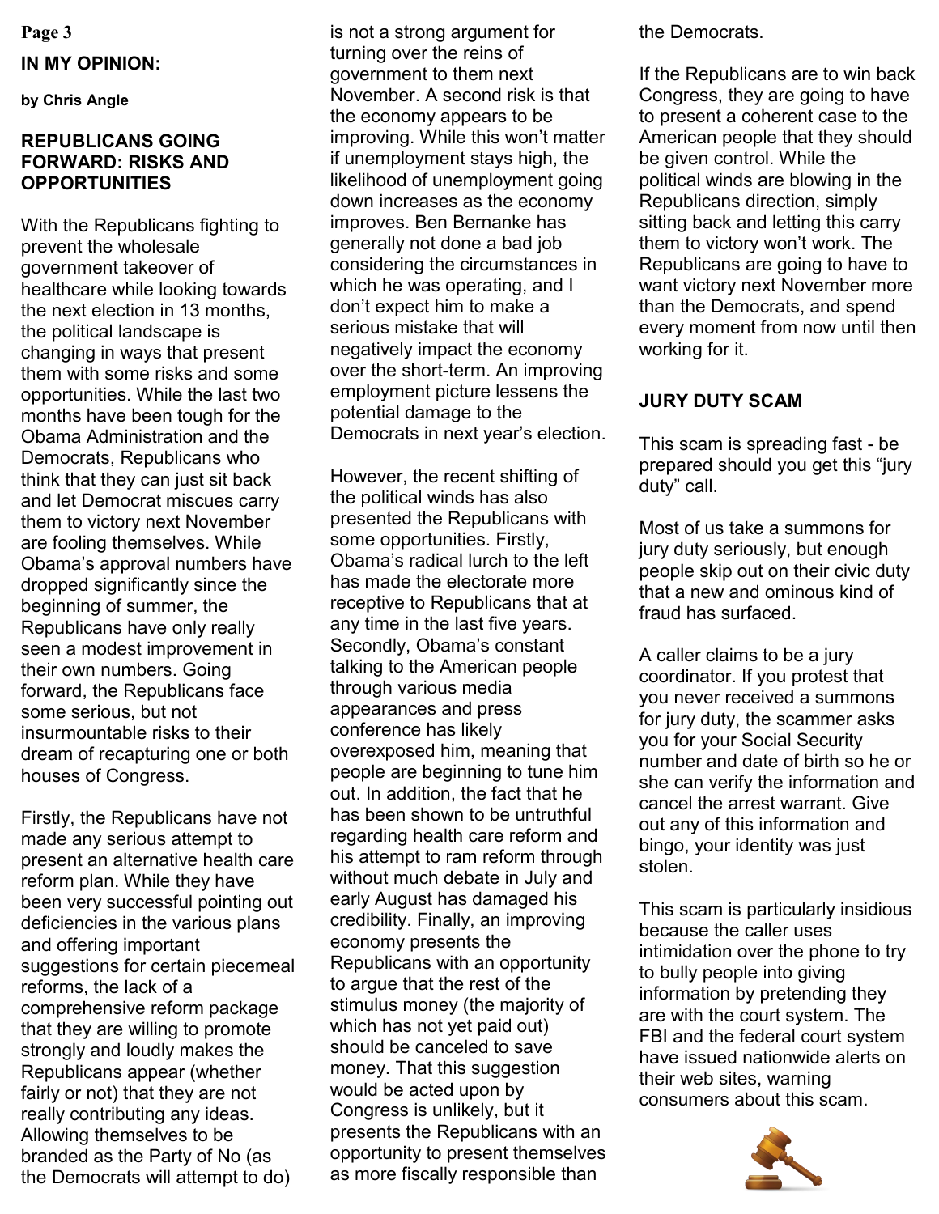## IN MY OPINION:

**by Chris Angle**

### REPUBLICANS GOING FORWARD: RISKS AND OPPORTUNITIES

With the Republicans fighting to prevent the wholesale government takeover of healthcare while looking towards the next election in 13 months, the political landscape is changing in ways that present them with some risks and some opportunities. While the last two months have been tough for the Obama Administration and the Democrats, Republicans who think that they can just sit back and let Democrat miscues carry them to victory next November are fooling themselves. While Obama's approval numbers have dropped significantly since the beginning of summer, the Republicans have only really seen a modest improvement in their own numbers. Going forward, the Republicans face some serious, but not insurmountable risks to their dream of recapturing one or both houses of Congress.

Firstly, the Republicans have not made any serious attempt to present an alternative health care reform plan. While they have been very successful pointing out deficiencies in the various plans and offering important suggestions for certain piecemeal reforms, the lack of a comprehensive reform package that they are willing to promote strongly and loudly makes the Republicans appear (whether fairly or not) that they are not really contributing any ideas. Allowing themselves to be branded as the Party of No (as the Democrats will attempt to do) is not a strong argument for turning over the reins of government to them next November. A second risk is that the economy appears to be improving. While this won't matter if unemployment stays high, the likelihood of unemployment going down increases as the economy improves. Ben Bernanke has generally not done a bad job considering the circumstances in which he was operating, and I don't expect him to make a serious mistake that will negatively impact the economy over the short-term. An improving employment picture lessens the potential damage to the Democrats in next year's election.

However, the recent shifting of the political winds has also presented the Republicans with some opportunities. Firstly, Obama's radical lurch to the left has made the electorate more receptive to Republicans that at any time in the last five years. Secondly, Obama's constant talking to the American people through various media appearances and press conference has likely overexposed him, meaning that people are beginning to tune him out. In addition, the fact that he has been shown to be untruthful regarding health care reform and his attempt to ram reform through without much debate in July and early August has damaged his credibility. Finally, an improving economy presents the Republicans with an opportunity to argue that the rest of the stimulus money (the majority of which has not yet paid out) should be canceled to save money. That this suggestion would be acted upon by Congress is unlikely, but it presents the Republicans with an opportunity to present themselves as more fiscally responsible than the Democrats.

If the Republicans are to win back Congress, they are going to have to present a coherent case to the American people that they should be given control. While the political winds are blowing in the Republicans direction, simply sitting back and letting this carry them to victory won't work. The Republicans are going to have to want victory next November more than the Democrats, and spend every moment from now until then working for it.

### JURY DUTY SCAM

This scam is spreading fast - be prepared should you get this "jury duty" call.

Most of us take a summons for jury duty seriously, but enough people skip out on their civic duty that a new and ominous kind of fraud has surfaced.

A caller claims to be a jury coordinator. If you protest that you never received a summons for jury duty, the scammer asks you for your Social Security number and date of birth so he or she can verify the information and cancel the arrest warrant. Give out any of this information and bingo, your identity was just stolen.

This scam is particularly insidious because the caller uses intimidation over the phone to try to bully people into giving information by pretending they are with the court system. The FBI and the federal court system have issued nationwide alerts on their web sites, warning consumers about this scam.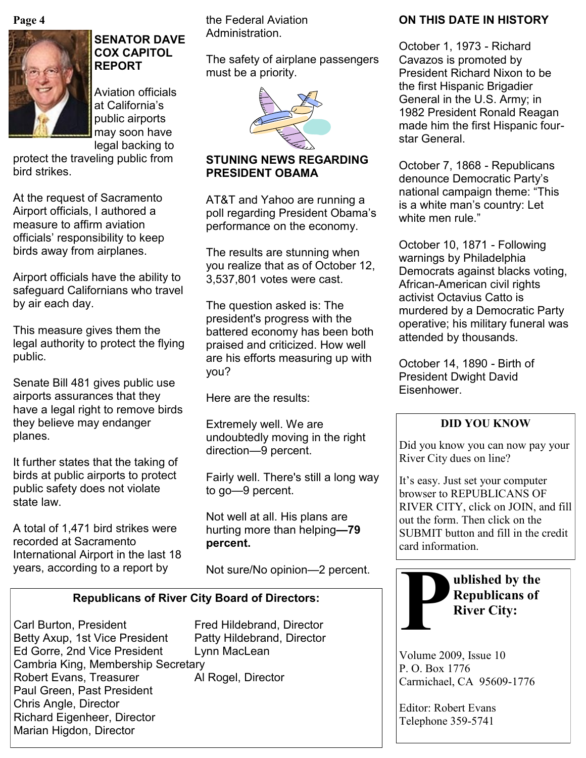## SENATOR DAVE COX CAPITOL REPORT

Aviation officials at California's public airports may soon have legal backing to protect the traveling public from bird strikes.

At the request of Sacramento Airport officials, I authored a measure to affirm aviation officials' responsibility to keep birds away from airplanes.

Airport officials have the ability to safeguard Californians who travel by air each day.

This measure gives them the legal authority to protect the flying public.

Senate Bill 481 gives public use airports assurances that they have a legal right to remove birds they believe may endanger planes.

It further states that the taking of birds at public airports to protect public safety does not violate state law.

A total of 1,471 bird strikes were recorded at Sacramento International Airport in the last 18 years, according to a report by the Federal Aviation Administration.

The safety of airplane passengers must be a priority.

## STUNING NEWS REGARDING PRESIDENT OBAMA

AT&T and Yahoo are running a poll regarding President Obama's performance on the economy.

The results are stunning when you realize that as of October 12, 3,537,801 votes were cast.

The question asked is: The president's progress with the battered economy has been both praised and criticized. How well are his efforts measuring up with you?

Here are the results:

Extremely well. We are undoubtedly moving in the right direction—9 percent.

Fairly well. There's still a long way to go—9 percent.

Not well at all. His plans are hurting more than helping**—79 percent.**

Not sure/No opinion—2 percent.

## ON THIS DATE IN HISTORY

October 1, 1973 - Richard Cavazos is promoted by President Richard Nixon to be the first Hispanic Brigadier General in the U.S. Army; in 1982 President Ronald Reagan made him the first Hispanic four-star General.

October 7, 1868 - Republicans denounce Democratic Party's national campaign theme: "This is a white man's country: Let white men rule."

October 10, 1871 - Following warnings by Philadelphia Democrats against blacks voting, African-American civil rights activist Octavius Catto is murdered by a Democratic Party operative; his military funeral was attended by thousands.

October 14, 1890 - Birth of President Dwight David Eisenhower.

### DID YOU KNOW

Did you know you can now pay your River City dues on line?

It's easy. Just set your computer browser to REPUBLICANS OF RIVER CITY, click on JOIN, and fill out the form. Then click on the SUBMIT button and fill in the credit card information.

### Republicans of River City Board of Directors:

Carl Burton, President
Betty Axup, 1st Vice President
Ed Gorre, 2nd Vice President
Cambria King, Membership Secretary
Robert Evans, Treasurer
Paul Green, Past President
Chris Angle, Director
Richard Eigenheer, Director
Marian Higdon, Director
Fred Hildebrand, Director
Patty Hildebrand, Director
Lynn MacLean
Al Rogel, Director

**Published by the Republicans of River City:**

Volume 2009, Issue 10
P. O. Box 1776
Carmichael, CA 95609-1776

Editor: Robert Evans
Telephone 359-5741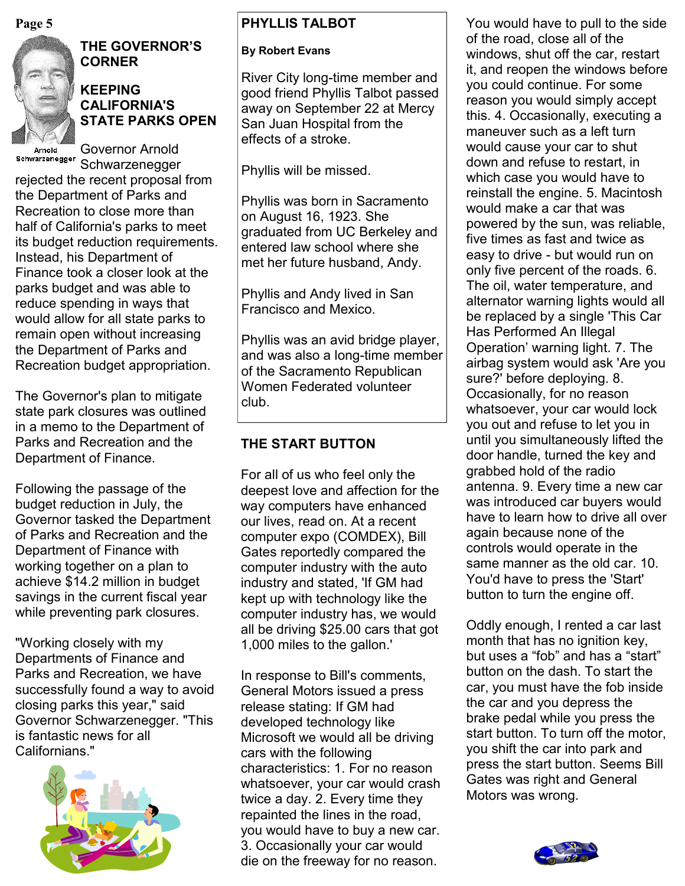## THE GOVERNOR'S CORNER

### KEEPING CALIFORNIA'S STATE PARKS OPEN

Arnold Schwarzenegger

Governor Arnold Schwarzenegger rejected the recent proposal from the Department of Parks and Recreation to close more than half of California's parks to meet its budget reduction requirements. Instead, his Department of Finance took a closer look at the parks budget and was able to reduce spending in ways that would allow for all state parks to remain open without increasing the Department of Parks and Recreation budget appropriation.

The Governor's plan to mitigate state park closures was outlined in a memo to the Department of Parks and Recreation and the Department of Finance.

Following the passage of the budget reduction in July, the Governor tasked the Department of Parks and Recreation and the Department of Finance with working together on a plan to achieve $14.2 million in budget savings in the current fiscal year while preventing park closures.

"Working closely with my Departments of Finance and Parks and Recreation, we have successfully found a way to avoid closing parks this year," said Governor Schwarzenegger. "This is fantastic news for all Californians."

## PHYLLIS TALBOT

**By Robert Evans**

River City long-time member and good friend Phyllis Talbot passed away on September 22 at Mercy San Juan Hospital from the effects of a stroke.

Phyllis will be missed.

Phyllis was born in Sacramento on August 16, 1923. She graduated from UC Berkeley and entered law school where she met her future husband, Andy.

Phyllis and Andy lived in San Francisco and Mexico.

Phyllis was an avid bridge player, and was also a long-time member of the Sacramento Republican Women Federated volunteer club.

## THE START BUTTON

For all of us who feel only the deepest love and affection for the way computers have enhanced our lives, read on. At a recent computer expo (COMDEX), Bill Gates reportedly compared the computer industry with the auto industry and stated, 'If GM had kept up with technology like the computer industry has, we would all be driving $25.00 cars that got 1,000 miles to the gallon.'

In response to Bill's comments, General Motors issued a press release stating: If GM had developed technology like Microsoft we would all be driving cars with the following characteristics: 1. For no reason whatsoever, your car would crash twice a day. 2. Every time they repainted the lines in the road, you would have to buy a new car. 3. Occasionally your car would die on the freeway for no reason. You would have to pull to the side of the road, close all of the windows, shut off the car, restart it, and reopen the windows before you could continue. For some reason you would simply accept this. 4. Occasionally, executing a maneuver such as a left turn would cause your car to shut down and refuse to restart, in which case you would have to reinstall the engine. 5. Macintosh would make a car that was powered by the sun, was reliable, five times as fast and twice as easy to drive - but would run on only five percent of the roads. 6. The oil, water temperature, and alternator warning lights would all be replaced by a single 'This Car Has Performed An Illegal Operation' warning light. 7. The airbag system would ask 'Are you sure?' before deploying. 8. Occasionally, for no reason whatsoever, your car would lock you out and refuse to let you in until you simultaneously lifted the door handle, turned the key and grabbed hold of the radio antenna. 9. Every time a new car was introduced car buyers would have to learn how to drive all over again because none of the controls would operate in the same manner as the old car. 10. You'd have to press the 'Start' button to turn the engine off.

Oddly enough, I rented a car last month that has no ignition key, but uses a "fob" and has a "start" button on the dash. To start the car, you must have the fob inside the car and you depress the brake pedal while you press the start button. To turn off the motor, you shift the car into park and press the start button. Seems Bill Gates was right and General Motors was wrong.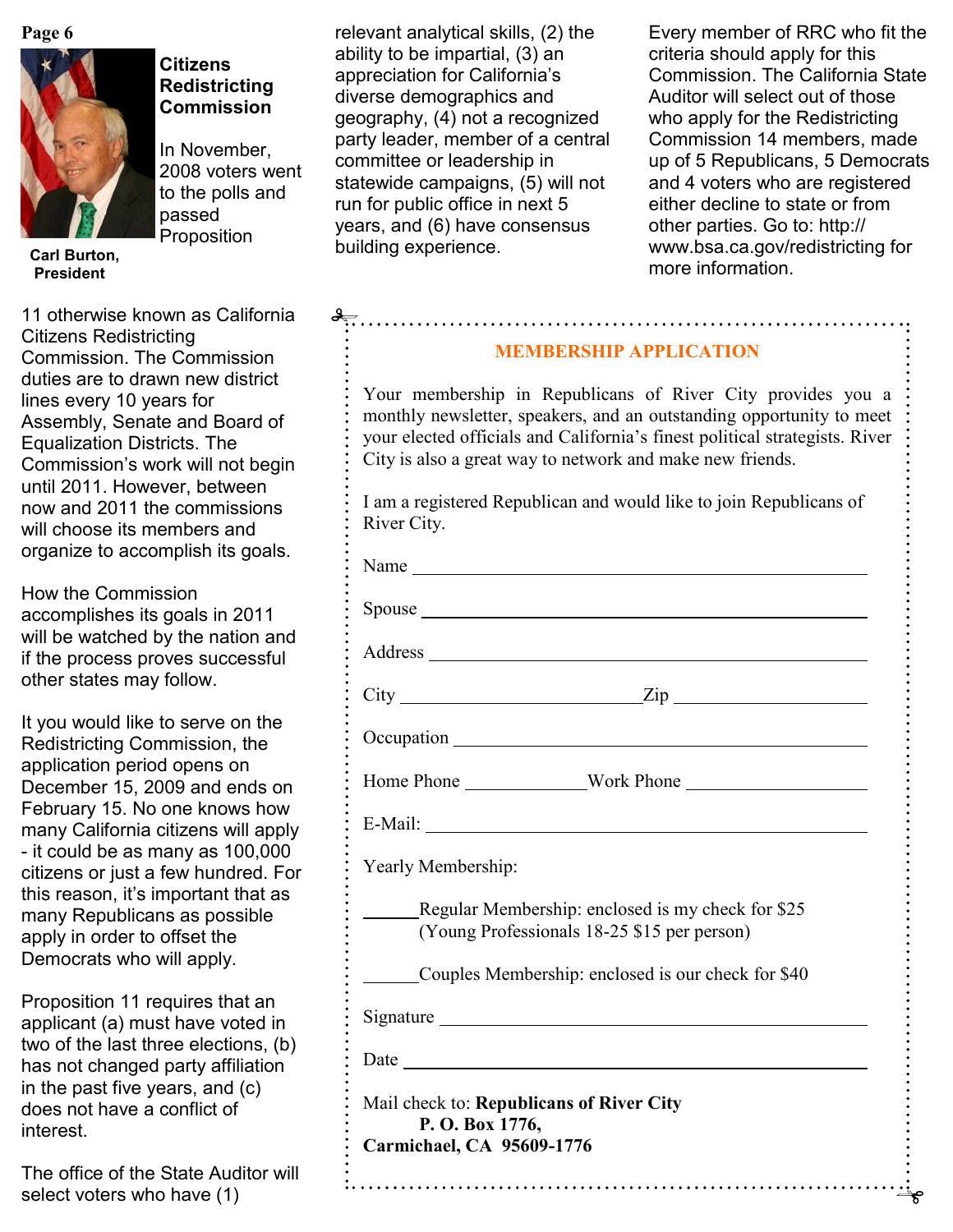## Citizens Redistricting Commission

Carl Burton, President

In November, 2008 voters went to the polls and passed Proposition 11 otherwise known as California Citizens Redistricting Commission. The Commission duties are to drawn new district lines every 10 years for Assembly, Senate and Board of Equalization Districts. The Commission's work will not begin until 2011. However, between now and 2011 the commissions will choose its members and organize to accomplish its goals.

How the Commission accomplishes its goals in 2011 will be watched by the nation and if the process proves successful other states may follow.

It you would like to serve on the Redistricting Commission, the application period opens on December 15, 2009 and ends on February 15. No one knows how many California citizens will apply - it could be as many as 100,000 citizens or just a few hundred. For this reason, it's important that as many Republicans as possible apply in order to offset the Democrats who will apply.

Proposition 11 requires that an applicant (a) must have voted in two of the last three elections, (b) has not changed party affiliation in the past five years, and (c) does not have a conflict of interest.

The office of the State Auditor will select voters who have (1) relevant analytical skills, (2) the ability to be impartial, (3) an appreciation for California's diverse demographics and geography, (4) not a recognized party leader, member of a central committee or leadership in statewide campaigns, (5) will not run for public office in next 5 years, and (6) have consensus building experience.

Every member of RRC who fit the criteria should apply for this Commission. The California State Auditor will select out of those who apply for the Redistricting Commission 14 members, made up of 5 Republicans, 5 Democrats and 4 voters who are registered either decline to state or from other parties. Go to: http://www.bsa.ca.gov/redistricting for more information.

---

### MEMBERSHIP APPLICATION

Your membership in Republicans of River City provides you a monthly newsletter, speakers, and an outstanding opportunity to meet your elected officials and California's finest political strategists. River City is also a great way to network and make new friends.

I am a registered Republican and would like to join Republicans of River City.

Name \_\_\_\_\_\_\_\_\_\_\_\_\_\_\_\_\_\_\_\_\_\_\_\_\_\_\_\_\_\_

Spouse \_\_\_\_\_\_\_\_\_\_\_\_\_\_\_\_\_\_\_\_\_\_\_\_\_\_\_\_\_\_

Address \_\_\_\_\_\_\_\_\_\_\_\_\_\_\_\_\_\_\_\_\_\_\_\_\_\_\_\_\_\_

City \_\_\_\_\_\_\_\_\_\_\_\_\_\_\_ Zip \_\_\_\_\_\_\_\_\_\_\_\_\_\_\_

Occupation \_\_\_\_\_\_\_\_\_\_\_\_\_\_\_\_\_\_\_\_\_\_\_\_\_\_\_\_\_\_

Home Phone \_\_\_\_\_\_\_\_\_\_\_\_\_\_\_ Work Phone \_\_\_\_\_\_\_\_\_\_\_\_\_\_\_

E-Mail: \_\_\_\_\_\_\_\_\_\_\_\_\_\_\_\_\_\_\_\_\_\_\_\_\_\_\_\_\_\_

Yearly Membership:

\_\_\_\_\_\_ Regular Membership: enclosed is my check for $25
(Young Professionals 18-25 $15 per person)

\_\_\_\_\_\_ Couples Membership: enclosed is our check for $40

Signature \_\_\_\_\_\_\_\_\_\_\_\_\_\_\_\_\_\_\_\_\_\_\_\_\_\_\_\_\_\_

Date \_\_\_\_\_\_\_\_\_\_\_\_\_\_\_\_\_\_\_\_\_\_\_\_\_\_\_\_\_\_

Mail check to: **Republicans of River City**
**P. O. Box 1776,**
**Carmichael, CA 95609-1776**